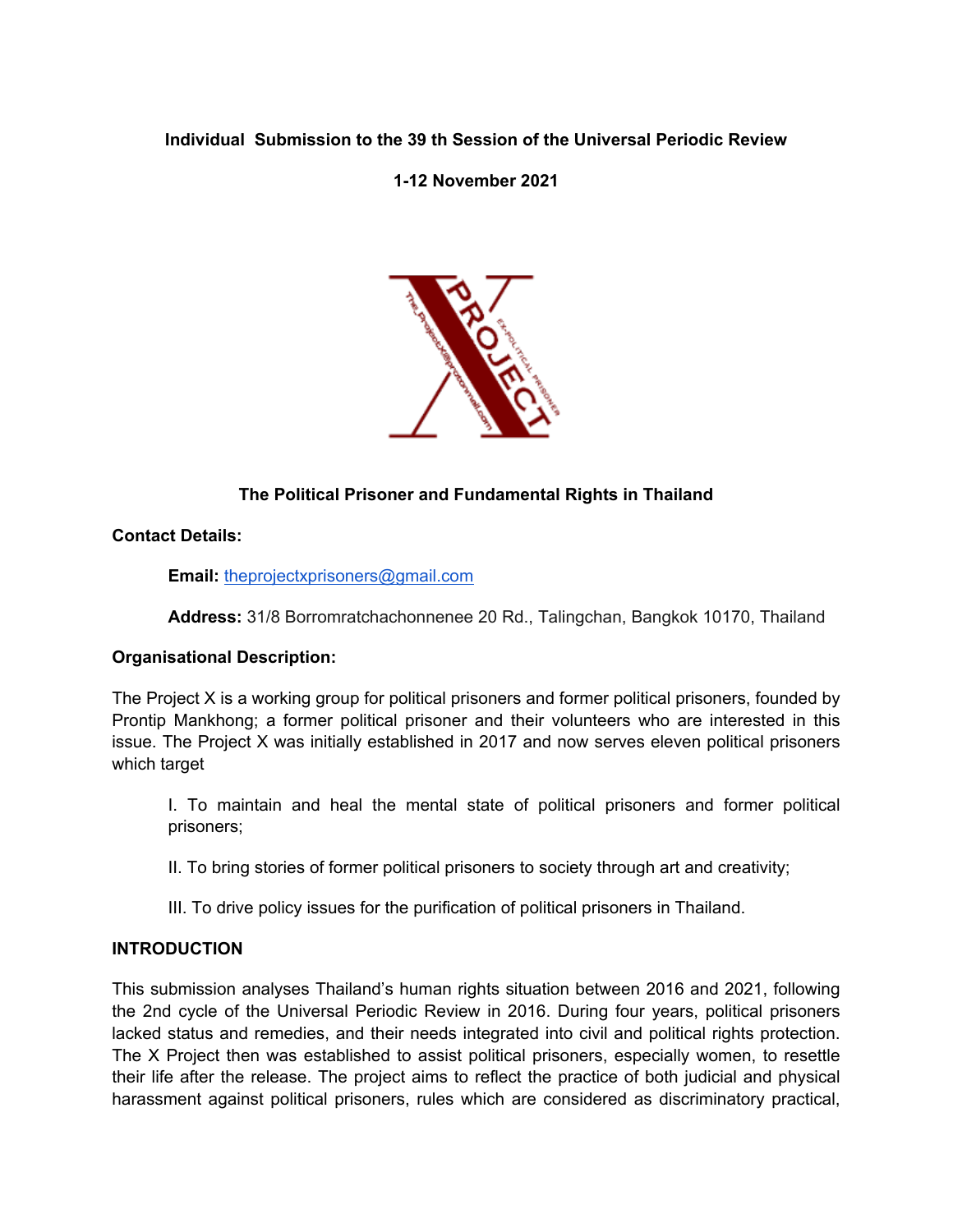**Individual Submission to the 39 th Session of the Universal Periodic Review**

**1-12 November 2021**

**The Political Prisoner and Fundamental Rights in Thailand**

**Contact Details:**

**Email:** theprojectxprisoners@gmail.com

**Address:** 31/8 Borromratchachonnenee 20 Rd., Talingchan, Bangkok 10170, Thailand

**Organisational Description:**

The Project X is a working group for political prisoners and former political prisoners, founded by Prontip Mankhong; a former political prisoner and their volunteers who are interested in this issue. The Project X was initially established in 2017 and now serves eleven political prisoners which target

I. To maintain and heal the mental state of political prisoners and former political prisoners;

II. To bring stories of former political prisoners to society through art and creativity;

III. To drive policy issues for the purification of political prisoners in Thailand.

**INTRODUCTION**

This submission analyses Thailand's human rights situation between 2016 and 2021, following the 2nd cycle of the Universal Periodic Review in 2016. During four years, political prisoners lacked status and remedies, and their needs integrated into civil and political rights protection. The X Project then was established to assist political prisoners, especially women, to resettle their life after the release. The project aims to reflect the practice of both judicial and physical harassment against political prisoners, rules which are considered as discriminatory practical,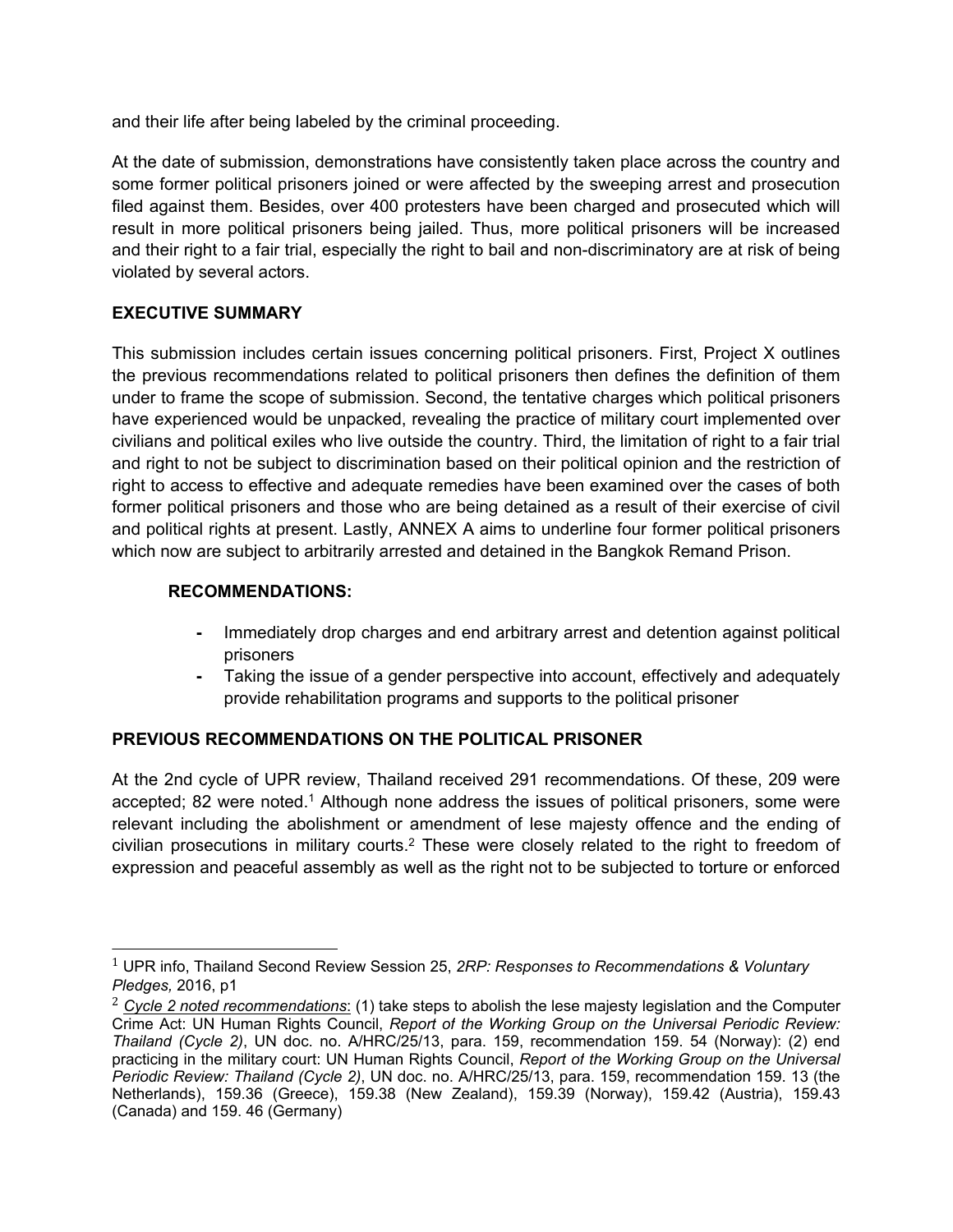and their life after being labeled by the criminal proceeding.

At the date of submission, demonstrations have consistently taken place across the country and some former political prisoners joined or were affected by the sweeping arrest and prosecution filed against them. Besides, over 400 protesters have been charged and prosecuted which will result in more political prisoners being jailed. Thus, more political prisoners will be increased and their right to a fair trial, especially the right to bail and non-discriminatory are at risk of being violated by several actors.

## EXECUTIVE SUMMARY

This submission includes certain issues concerning political prisoners. First, Project X outlines the previous recommendations related to political prisoners then defines the definition of them under to frame the scope of submission. Second, the tentative charges which political prisoners have experienced would be unpacked, revealing the practice of military court implemented over civilians and political exiles who live outside the country. Third, the limitation of right to a fair trial and right to not be subject to discrimination based on their political opinion and the restriction of right to access to effective and adequate remedies have been examined over the cases of both former political prisoners and those who are being detained as a result of their exercise of civil and political rights at present. Lastly, ANNEX A aims to underline four former political prisoners which now are subject to arbitrarily arrested and detained in the Bangkok Remand Prison.

### RECOMMENDATIONS:

- Immediately drop charges and end arbitrary arrest and detention against political prisoners
- Taking the issue of a gender perspective into account, effectively and adequately provide rehabilitation programs and supports to the political prisoner

## PREVIOUS RECOMMENDATIONS ON THE POLITICAL PRISONER

At the 2nd cycle of UPR review, Thailand received 291 recommendations. Of these, 209 were accepted; 82 were noted.[1] Although none address the issues of political prisoners, some were relevant including the abolishment or amendment of lese majesty offence and the ending of civilian prosecutions in military courts.[2] These were closely related to the right to freedom of expression and peaceful assembly as well as the right not to be subjected to torture or enforced

---

[1] UPR info, Thailand Second Review Session 25, *2RP: Responses to Recommendations & Voluntary Pledges,* 2016, p1

[2] *Cycle 2 noted recommendations*: (1) take steps to abolish the lese majesty legislation and the Computer Crime Act: UN Human Rights Council, *Report of the Working Group on the Universal Periodic Review: Thailand (Cycle 2)*, UN doc. no. A/HRC/25/13, para. 159, recommendation 159. 54 (Norway): (2) end practicing in the military court: UN Human Rights Council, *Report of the Working Group on the Universal Periodic Review: Thailand (Cycle 2)*, UN doc. no. A/HRC/25/13, para. 159, recommendation 159. 13 (the Netherlands), 159.36 (Greece), 159.38 (New Zealand), 159.39 (Norway), 159.42 (Austria), 159.43 (Canada) and 159. 46 (Germany)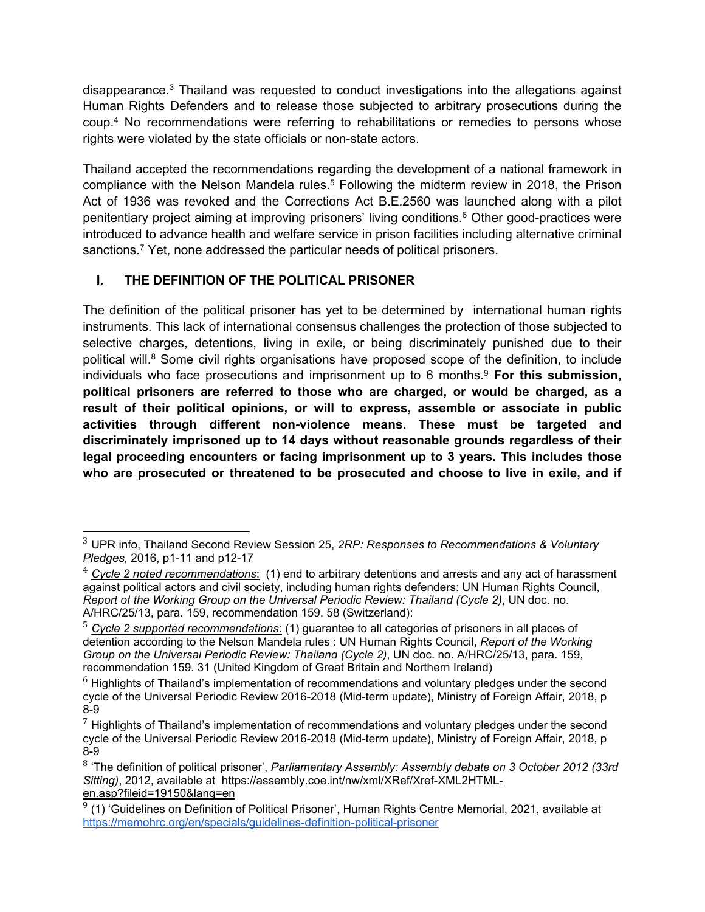disappearance.[3] Thailand was requested to conduct investigations into the allegations against Human Rights Defenders and to release those subjected to arbitrary prosecutions during the coup.[4] No recommendations were referring to rehabilitations or remedies to persons whose rights were violated by the state officials or non-state actors.

Thailand accepted the recommendations regarding the development of a national framework in compliance with the Nelson Mandela rules.[5] Following the midterm review in 2018, the Prison Act of 1936 was revoked and the Corrections Act B.E.2560 was launched along with a pilot penitentiary project aiming at improving prisoners' living conditions.[6] Other good-practices were introduced to advance health and welfare service in prison facilities including alternative criminal sanctions.[7] Yet, none addressed the particular needs of political prisoners.

## I. THE DEFINITION OF THE POLITICAL PRISONER

The definition of the political prisoner has yet to be determined by international human rights instruments. This lack of international consensus challenges the protection of those subjected to selective charges, detentions, living in exile, or being discriminately punished due to their political will.[8] Some civil rights organisations have proposed scope of the definition, to include individuals who face prosecutions and imprisonment up to 6 months.[9] **For this submission, political prisoners are referred to those who are charged, or would be charged, as a result of their political opinions, or will to express, assemble or associate in public activities through different non-violence means. These must be targeted and discriminately imprisoned up to 14 days without reasonable grounds regardless of their legal proceeding encounters or facing imprisonment up to 3 years. This includes those who are prosecuted or threatened to be prosecuted and choose to live in exile, and if**

---

[3] UPR info, Thailand Second Review Session 25, *2RP: Responses to Recommendations & Voluntary Pledges,* 2016, p1-11 and p12-17

[4] *Cycle 2 noted recommendations*: (1) end to arbitrary detentions and arrests and any act of harassment against political actors and civil society, including human rights defenders: UN Human Rights Council, *Report of the Working Group on the Universal Periodic Review: Thailand (Cycle 2)*, UN doc. no. A/HRC/25/13, para. 159, recommendation 159. 58 (Switzerland):

[5] *Cycle 2 supported recommendations*: (1) guarantee to all categories of prisoners in all places of detention according to the Nelson Mandela rules : UN Human Rights Council, *Report of the Working Group on the Universal Periodic Review: Thailand (Cycle 2)*, UN doc. no. A/HRC/25/13, para. 159, recommendation 159. 31 (United Kingdom of Great Britain and Northern Ireland)

[6] Highlights of Thailand's implementation of recommendations and voluntary pledges under the second cycle of the Universal Periodic Review 2016-2018 (Mid-term update), Ministry of Foreign Affair, 2018, p 8-9

[7] Highlights of Thailand's implementation of recommendations and voluntary pledges under the second cycle of the Universal Periodic Review 2016-2018 (Mid-term update), Ministry of Foreign Affair, 2018, p 8-9

[8] 'The definition of political prisoner', *Parliamentary Assembly: Assembly debate on 3 October 2012 (33rd Sitting)*, 2012, available at https://assembly.coe.int/nw/xml/XRef/Xref-XML2HTML-en.asp?fileid=19150&lang=en

[9] (1) 'Guidelines on Definition of Political Prisoner', Human Rights Centre Memorial, 2021, available at https://memohrc.org/en/specials/guidelines-definition-political-prisoner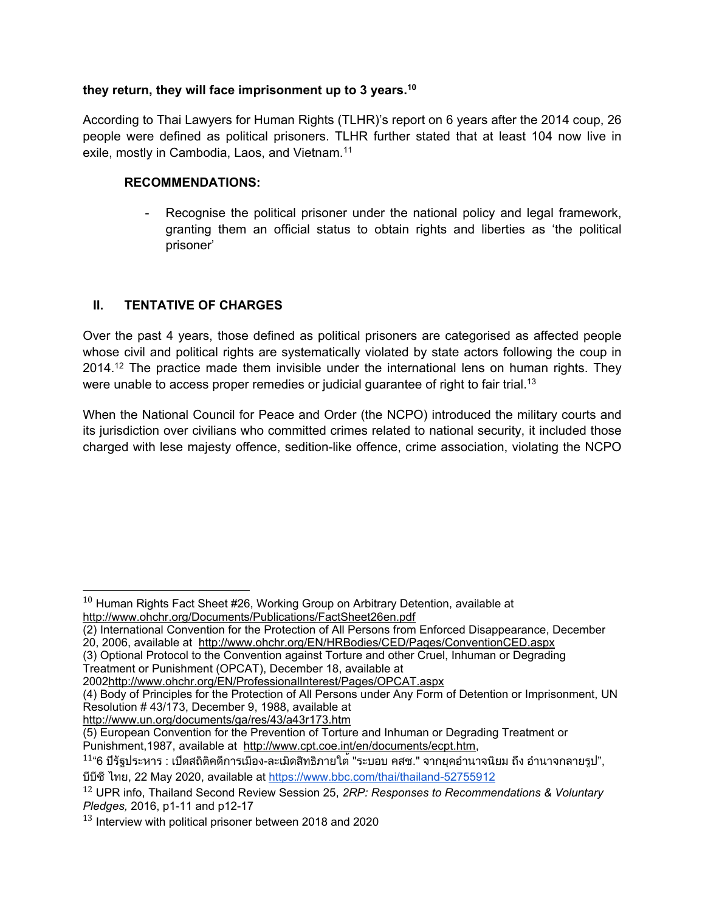**they return, they will face imprisonment up to 3 years.**[10]

According to Thai Lawyers for Human Rights (TLHR)'s report on 6 years after the 2014 coup, 26 people were defined as political prisoners. TLHR further stated that at least 104 now live in exile, mostly in Cambodia, Laos, and Vietnam.[11]

**RECOMMENDATIONS:**

- Recognise the political prisoner under the national policy and legal framework, granting them an official status to obtain rights and liberties as 'the political prisoner'

## II. TENTATIVE OF CHARGES

Over the past 4 years, those defined as political prisoners are categorised as affected people whose civil and political rights are systematically violated by state actors following the coup in 2014.[12] The practice made them invisible under the international lens on human rights. They were unable to access proper remedies or judicial guarantee of right to fair trial.[13]

When the National Council for Peace and Order (the NCPO) introduced the military courts and its jurisdiction over civilians who committed crimes related to national security, it included those charged with lese majesty offence, sedition-like offence, crime association, violating the NCPO

---

[10] Human Rights Fact Sheet #26, Working Group on Arbitrary Detention, available at http://www.ohchr.org/Documents/Publications/FactSheet26en.pdf
(2) International Convention for the Protection of All Persons from Enforced Disappearance, December 20, 2006, available at http://www.ohchr.org/EN/HRBodies/CED/Pages/ConventionCED.aspx
(3) Optional Protocol to the Convention against Torture and other Cruel, Inhuman or Degrading Treatment or Punishment (OPCAT), December 18, available at 2002http://www.ohchr.org/EN/ProfessionalInterest/Pages/OPCAT.aspx
(4) Body of Principles for the Protection of All Persons under Any Form of Detention or Imprisonment, UN Resolution # 43/173, December 9, 1988, available at http://www.un.org/documents/ga/res/43/a43r173.htm
(5) European Convention for the Prevention of Torture and Inhuman or Degrading Treatment or Punishment,1987, available at http://www.cpt.coe.int/en/documents/ecpt.htm,

[11] "6 ปีรัฐประหาร : เปิดสถิติคดีการเมือง-ละเมิดสิทธิภายใต้ "ระบอบ คสช." จากยุคอำนาจนิยม ถึง อำนาจกลายรูป", บีบีซี ไทย, 22 May 2020, available at https://www.bbc.com/thai/thailand-52755912

[12] UPR info, Thailand Second Review Session 25, *2RP: Responses to Recommendations & Voluntary Pledges,* 2016, p1-11 and p12-17

[13] Interview with political prisoner between 2018 and 2020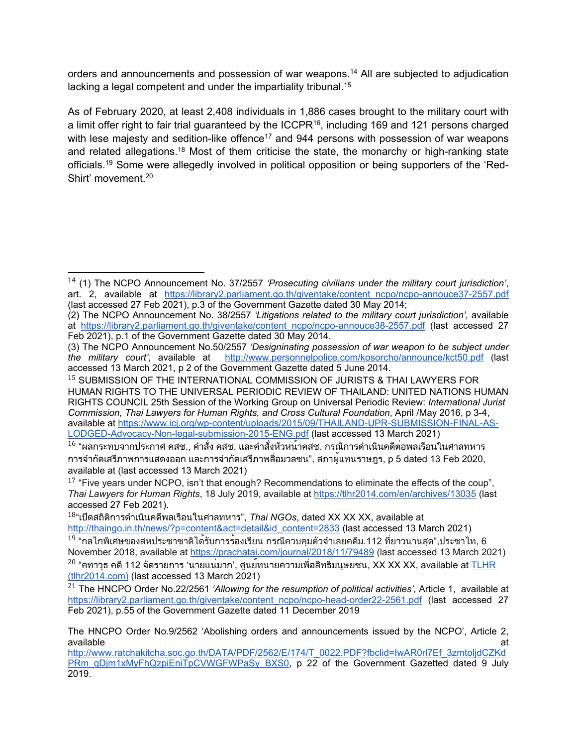orders and announcements and possession of war weapons.[14] All are subjected to adjudication lacking a legal competent and under the impartiality tribunal.[15]

As of February 2020, at least 2,408 individuals in 1,886 cases brought to the military court with a limit offer right to fair trial guaranteed by the ICCPR[16], including 169 and 121 persons charged with lese majesty and sedition-like offence[17] and 944 persons with possession of war weapons and related allegations.[18] Most of them criticise the state, the monarchy or high-ranking state officials.[19] Some were allegedly involved in political opposition or being supporters of the 'Red-Shirt' movement.[20]

---

[14] (1) The NCPO Announcement No. 37/2557 *'Prosecuting civilians under the military court jurisdiction'*, art. 2, available at https://library2.parliament.go.th/giventake/content_ncpo/ncpo-annouce37-2557.pdf (last accessed 27 Feb 2021), p.3 of the Government Gazette dated 30 May 2014;
(2) The NCPO Announcement No. 38/2557 *'Litigations related to the military court jurisdiction',* available at https://library2.parliament.go.th/giventake/content_ncpo/ncpo-annouce38-2557.pdf (last accessed 27 Feb 2021), p.1 of the Government Gazette dated 30 May 2014.
(3) The NCPO Announcement No.50/2557 *'Designinating possession of war weapon to be subject under the military court'*, available at http://www.personnelpolice.com/kosorcho/announce/kct50.pdf (last accessed 13 March 2021, p 2 of the Government Gazette dated 5 June 2014.

[15] SUBMISSION OF THE INTERNATIONAL COMMISSION OF JURISTS & THAI LAWYERS FOR HUMAN RIGHTS TO THE UNIVERSAL PERIODIC REVIEW OF THAILAND: UNITED NATIONS HUMAN RIGHTS COUNCIL 25th Session of the Working Group on Universal Periodic Review: *International Jurist Commission, Thai Lawyers for Human Rights, and Cross Cultural Foundation*, April /May 2016, p 3-4, available at https://www.icj.org/wp-content/uploads/2015/09/THAILAND-UPR-SUBMISSION-FINAL-AS-LODGED-Advocacy-Non-legal-submission-2015-ENG.pdf (last accessed 13 March 2021)

[16] "ผลกระทบจากประกาศ คสช., คำสั่ง คสช. และคำสั่งหัวหน้าคสช. กรณีการดำเนินคดีต่อพลเรือนในศาลทหาร การจำกัดเสรีภาพการแสดงออก และการจำกัดเสรีภาพสื่อมวลชน", สภาผู้แทนราษฎร, p 5 dated 13 Feb 2020, available at (last accessed 13 March 2021)

[17] "Five years under NCPO, isn't that enough? Recommendations to eliminate the effects of the coup", *Thai Lawyers for Human Rights*, 18 July 2019, available at https://tlhr2014.com/en/archives/13035 (last accessed 27 Feb 2021).

[18]"เปิดสถิติการดำเนินคดีพลเรือนในศาลทหาร", *Thai NGOs*, dated XX XX XX, available at http://thaingo.in.th/news/?p=content&act=detail&id_content=2833 (last accessed 13 March 2021)

[19] "กลไกพิเศษของสหประชาชาติได้รับการร้องเรียน กรณีควบคุมตัวจำเลยคดีม.112 ที่ยาวนานสุด",ประชาไท, 6 November 2018, available at https://prachatai.com/journal/2018/11/79489 (last accessed 13 March 2021)

[20] "คทาวุธ คดี 112 จัดรายการ 'นายแน่มาก', ศูนย์ทนายความเพื่อสิทธิมนุษยชน, XX XX XX, available at TLHR (tlhr2014.com) (last accessed 13 March 2021)

[21] The HNCPO Order No.22/2561 *'Allowing for the resumption of political activities',* Article 1, available at https://library2.parliament.go.th/giventake/content_ncpo/ncpo-head-order22-2561.pdf (last accessed 27 Feb 2021), p.55 of the Government Gazette dated 11 December 2019

The HNCPO Order No.9/2562 'Abolishing orders and announcements issued by the NCPO', Article 2, available at http://www.ratchakitcha.soc.go.th/DATA/PDF/2562/E/174/T_0022.PDF?fbclid=IwAR0rl7Ef_3zmtoljdCZKdPRm_qDjm1xMyFhQzpiEniTpCVWGFWPaSy_BXS0, p 22 of the Government Gazetted dated 9 July 2019.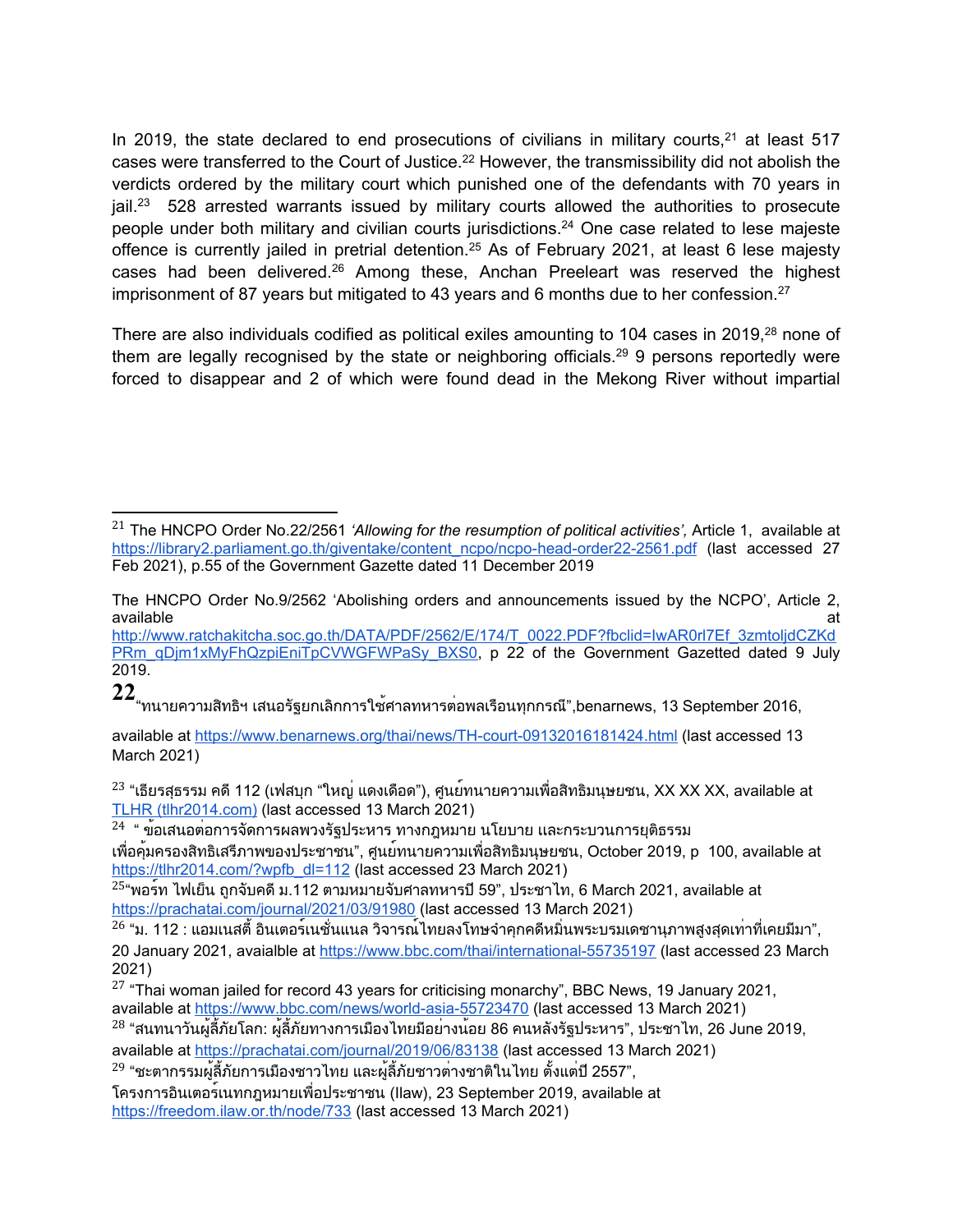In 2019, the state declared to end prosecutions of civilians in military courts,[21] at least 517 cases were transferred to the Court of Justice.[22] However, the transmissibility did not abolish the verdicts ordered by the military court which punished one of the defendants with 70 years in jail.[23] 528 arrested warrants issued by military courts allowed the authorities to prosecute people under both military and civilian courts jurisdictions.[24] One case related to lese majeste offence is currently jailed in pretrial detention.[25] As of February 2021, at least 6 lese majesty cases had been delivered.[26] Among these, Anchan Preeleart was reserved the highest imprisonment of 87 years but mitigated to 43 years and 6 months due to her confession.[27]

There are also individuals codified as political exiles amounting to 104 cases in 2019,[28] none of them are legally recognised by the state or neighboring officials.[29] 9 persons reportedly were forced to disappear and 2 of which were found dead in the Mekong River without impartial

---

[21] The HNCPO Order No.22/2561 *'Allowing for the resumption of political activities',* Article 1, available at https://library2.parliament.go.th/giventake/content_ncpo/ncpo-head-order22-2561.pdf (last accessed 27 Feb 2021), p.55 of the Government Gazette dated 11 December 2019

The HNCPO Order No.9/2562 'Abolishing orders and announcements issued by the NCPO', Article 2, available at http://www.ratchakitcha.soc.go.th/DATA/PDF/2562/E/174/T_0022.PDF?fbclid=IwAR0rl7Ef_3zmtoljdCZKdPRm_qDjm1xMyFhQzpiEniTpCVWGFWPaSy_BXS0, p 22 of the Government Gazetted dated 9 July 2019.

[22] "ทนายความสิทธิฯ เสนอรัฐยกเลิกการใช้ศาลทหารต่อพลเรือนทุกกรณี",benarnews, 13 September 2016, available at https://www.benarnews.org/thai/news/TH-court-09132016181424.html (last accessed 13 March 2021)

[23] "เธียรสุธรรม คดี 112 (เฟสบุก "ใหญ่ แดงเดือด"), ศูนย์ทนายความเพื่อสิทธิมนุษยชน, XX XX XX, available at TLHR (tlhr2014.com) (last accessed 13 March 2021)

[24] " ข้อเสนอต่อการจัดการผลพวงรัฐประหาร ทางกฎหมาย นโยบาย และกระบวนการยุติธรรม เพื่อคุ้มครองสิทธิเสรีภาพของประชาชน", ศูนย์ทนายความเพื่อสิทธิมนุษยชน, October 2019, p 100, available at https://tlhr2014.com/?wpfb_dl=112 (last accessed 23 March 2021)

[25] "พอร์ท ไฟเย็น ถูกจับคดี ม.112 ตามหมายจับศาลทหารปี 59", ประชาไท, 6 March 2021, available at https://prachatai.com/journal/2021/03/91980 (last accessed 13 March 2021)

[26] "ม. 112 : แอมเนสตี้ อินเตอร์เนชั่นแนล วิจารณ์ไทยลงโทษจำคุกคดีหมิ่นพระบรมเดชานุภาพสูงสุดเท่าที่เคยมีมา", 20 January 2021, avaialble at https://www.bbc.com/thai/international-55735197 (last accessed 23 March 2021)

[27] "Thai woman jailed for record 43 years for criticising monarchy", BBC News, 19 January 2021, available at https://www.bbc.com/news/world-asia-55723470 (last accessed 13 March 2021)

[28] "สนทนาวันผู้ลี้ภัยโลก: ผู้ลี้ภัยทางการเมืองไทยมีอย่างน้อย 86 คนหลังรัฐประหาร", ประชาไท, 26 June 2019, available at https://prachatai.com/journal/2019/06/83138 (last accessed 13 March 2021)

[29] "ชะตากรรมผู้ลี้ภัยการเมืองชาวไทย และผู้ลี้ภัยชาวต่างชาติในไทย ตั้งแต่ปี 2557", โครงการอินเตอร์เนทกฎหมายเพื่อประชาชน (Ilaw), 23 September 2019, available at https://freedom.ilaw.or.th/node/733 (last accessed 13 March 2021)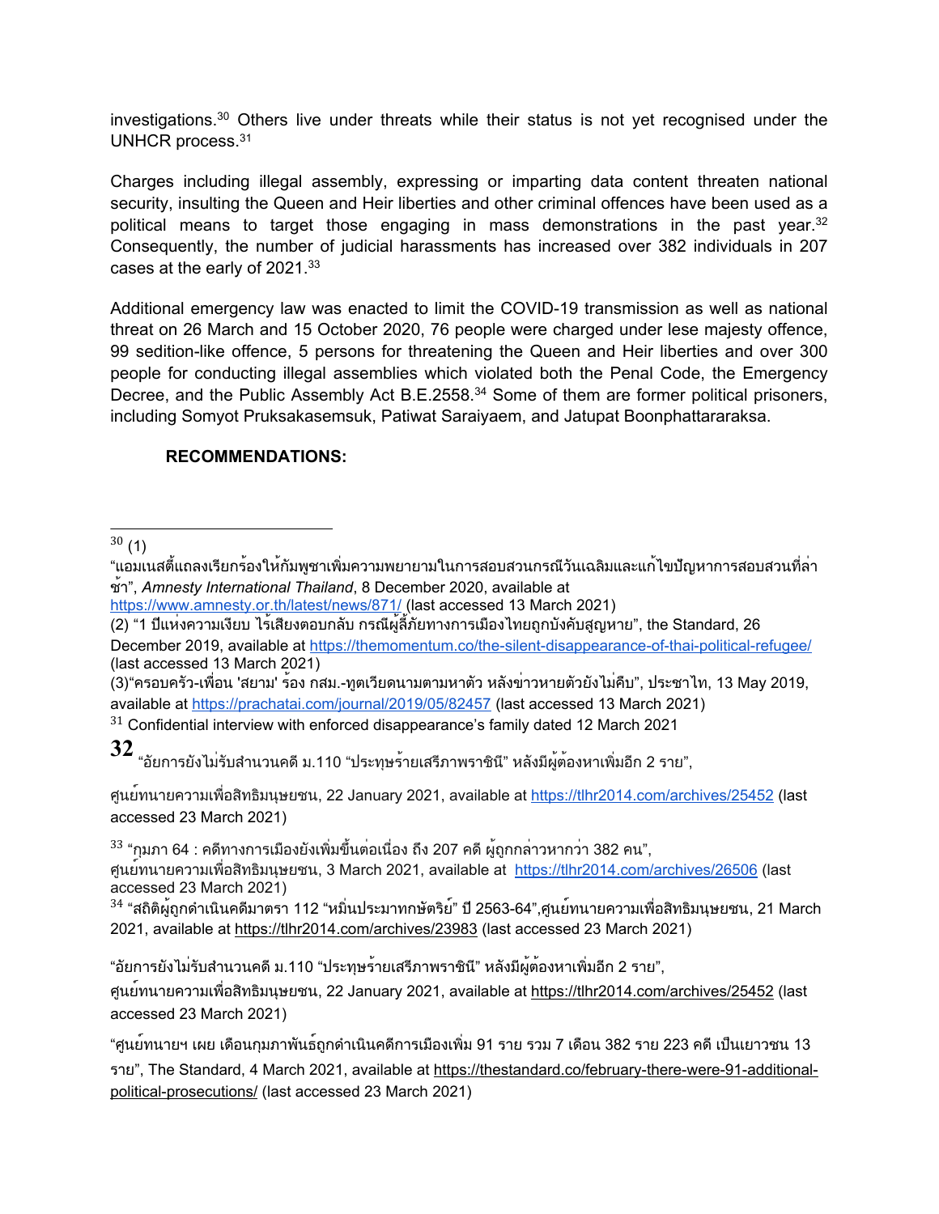investigations.[30] Others live under threats while their status is not yet recognised under the UNHCR process.[31]

Charges including illegal assembly, expressing or imparting data content threaten national security, insulting the Queen and Heir liberties and other criminal offences have been used as a political means to target those engaging in mass demonstrations in the past year.[32] Consequently, the number of judicial harassments has increased over 382 individuals in 207 cases at the early of 2021.[33]

Additional emergency law was enacted to limit the COVID-19 transmission as well as national threat on 26 March and 15 October 2020, 76 people were charged under lese majesty offence, 99 sedition-like offence, 5 persons for threatening the Queen and Heir liberties and over 300 people for conducting illegal assemblies which violated both the Penal Code, the Emergency Decree, and the Public Assembly Act B.E.2558.[34] Some of them are former political prisoners, including Somyot Pruksakasemsuk, Patiwat Saraiyaem, and Jatupat Boonphattararaksa.

**RECOMMENDATIONS:**

---

[30] (1) "แอมเนสตี้แถลงเรียกร้องให้กัมพูชาเพิ่มความพยายามในการสอบสวนกรณีวันเฉลิมและแก้ไขปัญหาการสอบสวนที่ล่าช้า", *Amnesty International Thailand*, 8 December 2020, available at https://www.amnesty.or.th/latest/news/871/ (last accessed 13 March 2021)
(2) "1 ปีแห่งความเงียบ ไร้เสียงตอบกลับ กรณีผู้ลี้ภัยทางการเมืองไทยถูกบังคับสูญหาย", the Standard, 26 December 2019, available at https://themomentum.co/the-silent-disappearance-of-thai-political-refugee/ (last accessed 13 March 2021)
(3)"ครอบครัว-เพื่อน 'สยาม' ร้อง กสม.-ทูตเวียดนามตามหาตัว หลังข่าวหายตัวยังไม่คืบ", ประชาไท, 13 May 2019, available at https://prachatai.com/journal/2019/05/82457 (last accessed 13 March 2021)

[31] Confidential interview with enforced disappearance's family dated 12 March 2021

[32] "อัยการยังไม่รับสำนวนคดี ม.110 "ประทุษร้ายเสรีภาพราชินี" หลังมีผู้ต้องหาเพิ่มอีก 2 ราย",

ศูนย์ทนายความเพื่อสิทธิมนุษยชน, 22 January 2021, available at https://tlhr2014.com/archives/25452 (last accessed 23 March 2021)

[33] "กุมภา 64 : คดีทางการเมืองยังเพิ่มขึ้นต่อเนื่อง ถึง 207 คดี ผู้ถูกกล่าวหากว่า 382 คน", ศูนย์ทนายความเพื่อสิทธิมนุษยชน, 3 March 2021, available at https://tlhr2014.com/archives/26506 (last accessed 23 March 2021)

[34] "สถิติผู้ถูกดำเนินคดีมาตรา 112 "หมิ่นประมาทกษัตริย์" ปี 2563-64",ศูนย์ทนายความเพื่อสิทธิมนุษยชน, 21 March 2021, available at https://tlhr2014.com/archives/23983 (last accessed 23 March 2021)

"อัยการยังไม่รับสำนวนคดี ม.110 "ประทุษร้ายเสรีภาพราชินี" หลังมีผู้ต้องหาเพิ่มอีก 2 ราย", ศูนย์ทนายความเพื่อสิทธิมนุษยชน, 22 January 2021, available at https://tlhr2014.com/archives/25452 (last accessed 23 March 2021)

"ศูนย์ทนายฯ เผย เดือนกุมภาพันธ์ถูกดำเนินคดีการเมืองเพิ่ม 91 ราย รวม 7 เดือน 382 ราย 223 คดี เป็นเยาวชน 13 ราย", The Standard, 4 March 2021, available at https://thestandard.co/february-there-were-91-additional-political-prosecutions/ (last accessed 23 March 2021)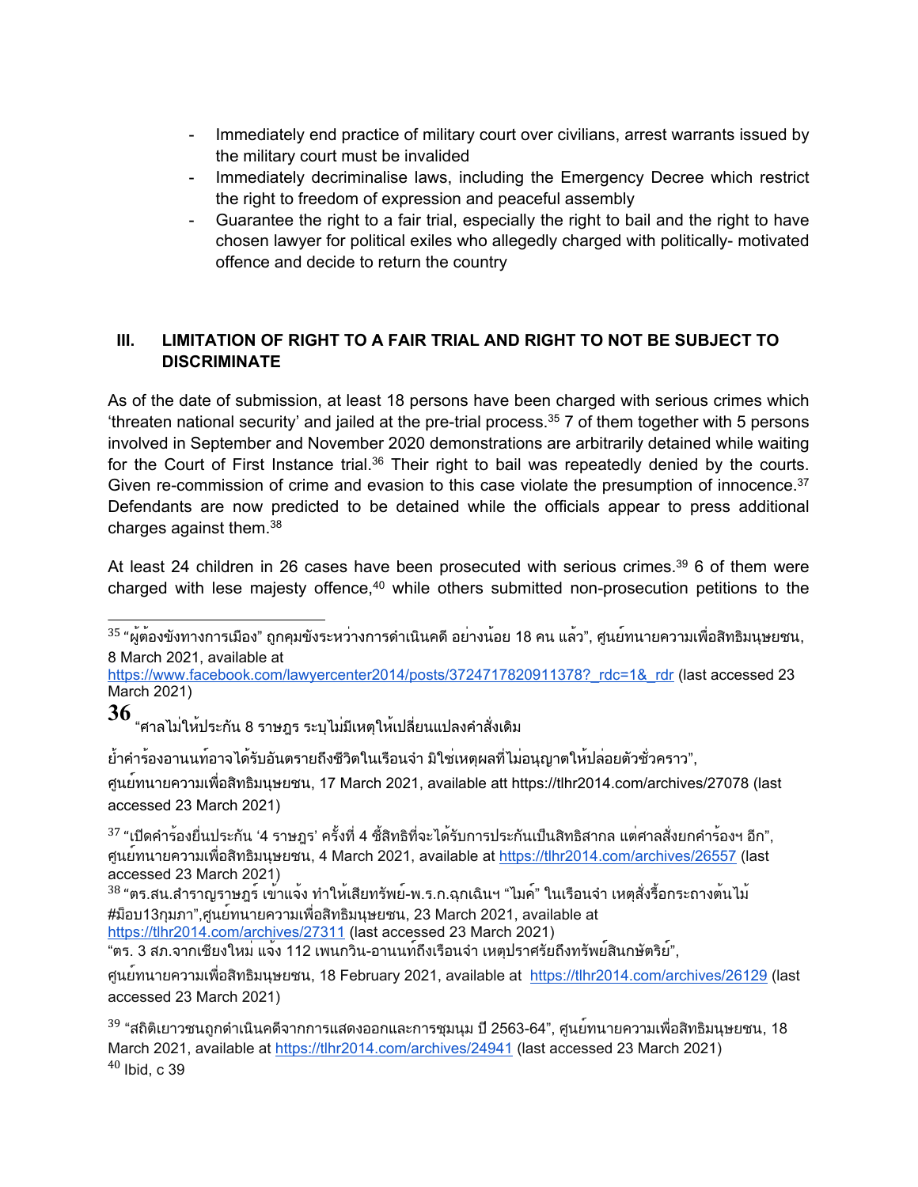- Immediately end practice of military court over civilians, arrest warrants issued by the military court must be invalided
- Immediately decriminalise laws, including the Emergency Decree which restrict the right to freedom of expression and peaceful assembly
- Guarantee the right to a fair trial, especially the right to bail and the right to have chosen lawyer for political exiles who allegedly charged with politically- motivated offence and decide to return the country

## III. LIMITATION OF RIGHT TO A FAIR TRIAL AND RIGHT TO NOT BE SUBJECT TO DISCRIMINATE

As of the date of submission, at least 18 persons have been charged with serious crimes which 'threaten national security' and jailed at the pre-trial process.[35] 7 of them together with 5 persons involved in September and November 2020 demonstrations are arbitrarily detained while waiting for the Court of First Instance trial.[36] Their right to bail was repeatedly denied by the courts. Given re-commission of crime and evasion to this case violate the presumption of innocence.[37] Defendants are now predicted to be detained while the officials appear to press additional charges against them.[38]

At least 24 children in 26 cases have been prosecuted with serious crimes.[39] 6 of them were charged with lese majesty offence,[40] while others submitted non-prosecution petitions to the

---

[35] "ผู้ต้องขังทางการเมือง" ถูกคุมขังระหว่างการดำเนินคดี อย่างน้อย 18 คน แล้ว", ศูนย์ทนายความเพื่อสิทธิมนุษยชน, 8 March 2021, available at https://www.facebook.com/lawyercenter2014/posts/3724717820911378?_rdc=1&_rdr (last accessed 23 March 2021)

[36] "ศาลไม่ให้ประกัน 8 ราษฎร ระบุไม่มีเหตุให้เปลี่ยนแปลงคำสั่งเดิม

ย้ำคำร้องอานนท์อาจได้รับอันตรายถึงชีวิตในเรือนจำ มิใช่เหตุผลที่ไม่อนุญาตให้ปล่อยตัวชั่วคราว", ศูนย์ทนายความเพื่อสิทธิมนุษยชน, 17 March 2021, available att https://tlhr2014.com/archives/27078 (last accessed 23 March 2021)

[37] "เปิดคำร้องยื่นประกัน '4 ราษฎร' ครั้งที่ 4 ชี้สิทธิที่จะได้รับการประกันเป็นสิทธิสากล แต่ศาลสั่งยกคำร้องฯ อีก", ศูนย์ทนายความเพื่อสิทธิมนุษยชน, 4 March 2021, available at https://tlhr2014.com/archives/26557 (last accessed 23 March 2021)

[38] "ตร.สน.สำราญราษฎร์ เข้าแจ้ง ทำให้เสียทรัพย์-พ.ร.ก.ฉุกเฉินฯ "ไมค์" ในเรือนจำ เหตุสั่งรื้อกระถางต้นไม้ #ม็อบ13กุมภา",ศูนย์ทนายความเพื่อสิทธิมนุษยชน, 23 March 2021, available at https://tlhr2014.com/archives/27311 (last accessed 23 March 2021)
"ตร. 3 สภ.จากเชียงใหม่ แจ้ง 112 เพนกวิน-อานนท์ถึงเรือนจำ เหตุปราศรัยถึงทรัพย์สินกษัตริย์", ศูนย์ทนายความเพื่อสิทธิมนุษยชน, 18 February 2021, available at https://tlhr2014.com/archives/26129 (last accessed 23 March 2021)

[39] "สถิติเยาวชนถูกดำเนินคดีจากการแสดงออกและการชุมนุม ปี 2563-64", ศูนย์ทนายความเพื่อสิทธิมนุษยชน, 18 March 2021, available at https://tlhr2014.com/archives/24941 (last accessed 23 March 2021)

[40] Ibid, c 39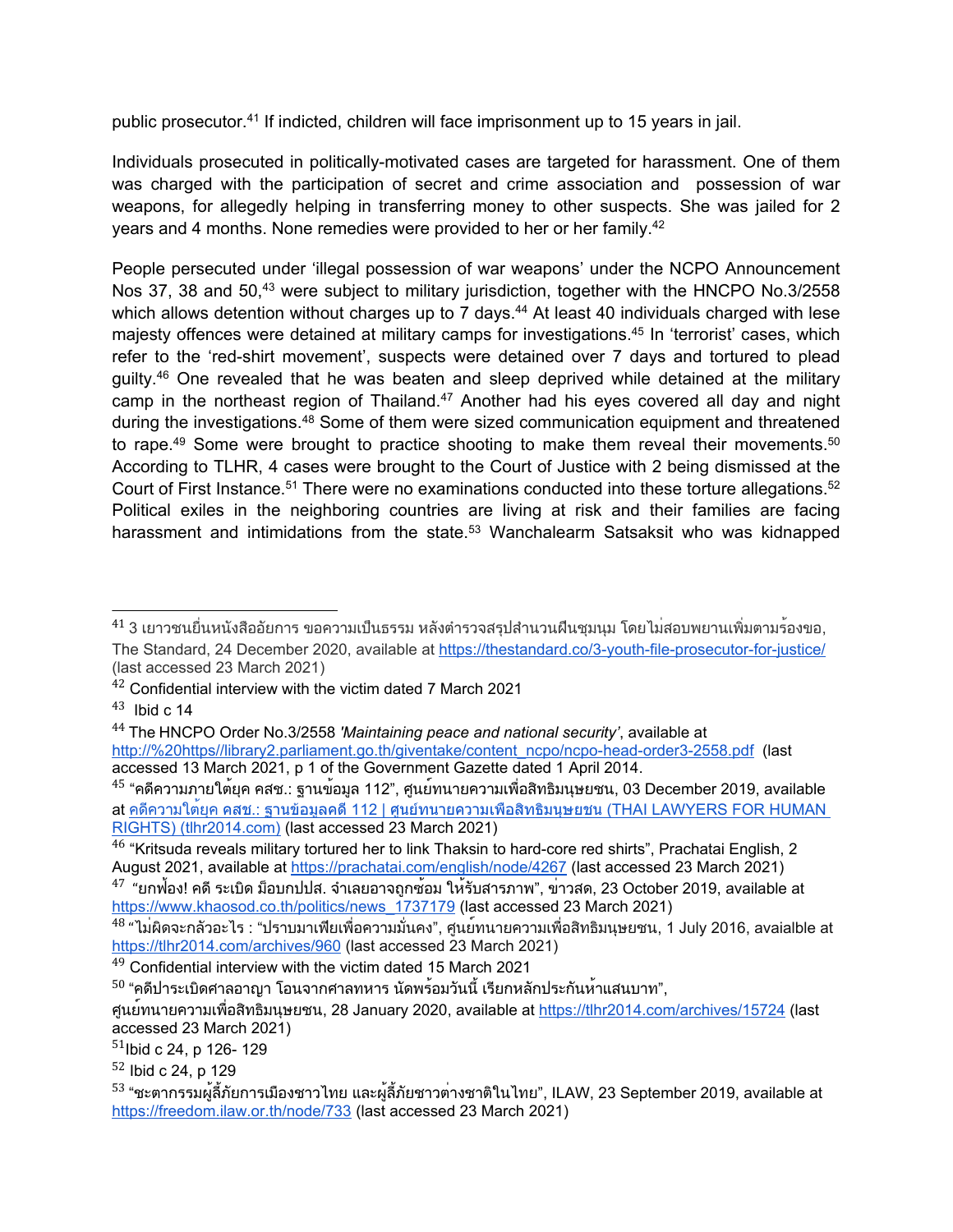public prosecutor.[41] If indicted, children will face imprisonment up to 15 years in jail.

Individuals prosecuted in politically-motivated cases are targeted for harassment. One of them was charged with the participation of secret and crime association and possession of war weapons, for allegedly helping in transferring money to other suspects. She was jailed for 2 years and 4 months. None remedies were provided to her or her family.[42]

People persecuted under 'illegal possession of war weapons' under the NCPO Announcement Nos 37, 38 and 50,[43] were subject to military jurisdiction, together with the HNCPO No.3/2558 which allows detention without charges up to 7 days.[44] At least 40 individuals charged with lese majesty offences were detained at military camps for investigations.[45] In 'terrorist' cases, which refer to the 'red-shirt movement', suspects were detained over 7 days and tortured to plead guilty.[46] One revealed that he was beaten and sleep deprived while detained at the military camp in the northeast region of Thailand.[47] Another had his eyes covered all day and night during the investigations.[48] Some of them were sized communication equipment and threatened to rape.[49] Some were brought to practice shooting to make them reveal their movements.[50] According to TLHR, 4 cases were brought to the Court of Justice with 2 being dismissed at the Court of First Instance.[51] There were no examinations conducted into these torture allegations.[52] Political exiles in the neighboring countries are living at risk and their families are facing harassment and intimidations from the state.[53] Wanchalearm Satsaksit who was kidnapped

---

[41] 3 เยาวชนยื่นหนังสืออัยการ ขอความเป็นธรรม หลังตำรวจสรุปสำนวนฝืนชุมนุม โดยไม่สอบพยานเพิ่มตามร้องขอ, The Standard, 24 December 2020, available at https://thestandard.co/3-youth-file-prosecutor-for-justice/ (last accessed 23 March 2021)

[42] Confidential interview with the victim dated 7 March 2021

[43] Ibid c 14

[44] The HNCPO Order No.3/2558 *'Maintaining peace and national security'*, available at http://%20https//library2.parliament.go.th/giventake/content_ncpo/ncpo-head-order3-2558.pdf (last accessed 13 March 2021, p 1 of the Government Gazette dated 1 April 2014.

[45] "คดีความภายใต้ยุค คสช.: ฐานข้อมูล 112", ศูนย์ทนายความเพื่อสิทธิมนุษยชน, 03 December 2019, available at คดีความใต้ยุค คสช.: ฐานข้อมูลคดี 112 | ศูนย์ทนายความเพื่อสิทธิมนุษยชน (THAI LAWYERS FOR HUMAN RIGHTS) (tlhr2014.com) (last accessed 23 March 2021)

[46] "Kritsuda reveals military tortured her to link Thaksin to hard-core red shirts", Prachatai English, 2 August 2021, available at https://prachatai.com/english/node/4267 (last accessed 23 March 2021)

[47] "ยกฟ้อง! คดี ระเบิด ม็อบกปปส. จำเลยอาจถูกซ้อม ให้รับสารภาพ", ข่าวสด, 23 October 2019, available at https://www.khaosod.co.th/politics/news_1737179 (last accessed 23 March 2021)

[48] "ไม่ผิดจะกลัวอะไร : "ปราบมาเฟียเพื่อความมั่นคง", ศูนย์ทนายความเพื่อสิทธิมนุษยชน, 1 July 2016, avaialble at https://tlhr2014.com/archives/960 (last accessed 23 March 2021)

[49] Confidential interview with the victim dated 15 March 2021

[50] "คดีปาระเบิดศาลอาญา โอนจากศาลทหาร นัดพร้อมวันนี้ เรียกหลักประกันห้าแสนบาท", ศูนย์ทนายความเพื่อสิทธิมนุษยชน, 28 January 2020, available at https://tlhr2014.com/archives/15724 (last accessed 23 March 2021)

[51] Ibid c 24, p 126- 129

[52] Ibid c 24, p 129

[53] "ชะตากรรมผู้ลี้ภัยการเมืองชาวไทย และผู้ลี้ภัยชาวต่างชาติในไทย", ILAW, 23 September 2019, available at https://freedom.ilaw.or.th/node/733 (last accessed 23 March 2021)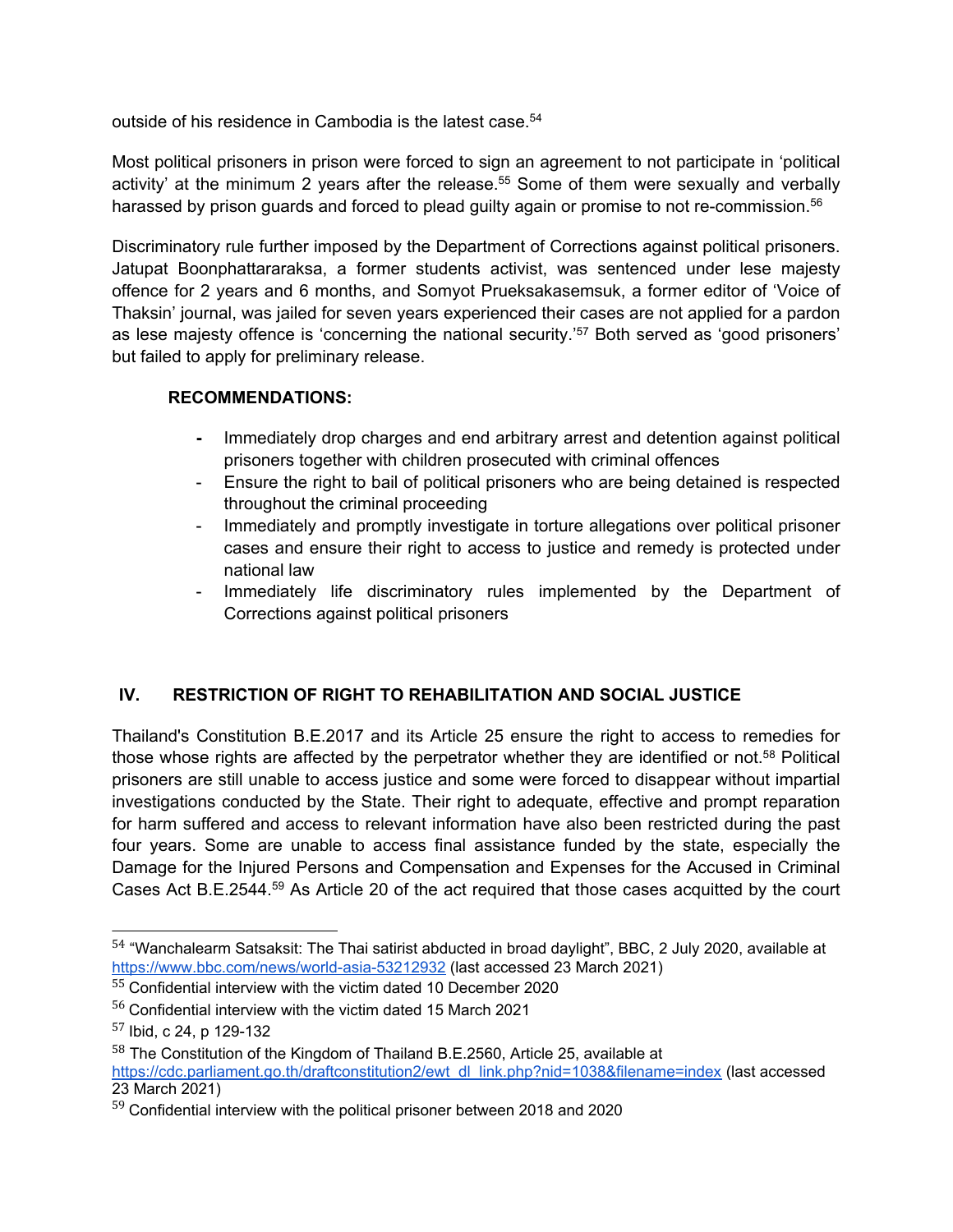outside of his residence in Cambodia is the latest case.[54]

Most political prisoners in prison were forced to sign an agreement to not participate in 'political activity' at the minimum 2 years after the release.[55] Some of them were sexually and verbally harassed by prison guards and forced to plead guilty again or promise to not re-commission.[56]

Discriminatory rule further imposed by the Department of Corrections against political prisoners. Jatupat Boonphattararaksa, a former students activist, was sentenced under lese majesty offence for 2 years and 6 months, and Somyot Prueksakasemsuk, a former editor of 'Voice of Thaksin' journal, was jailed for seven years experienced their cases are not applied for a pardon as lese majesty offence is 'concerning the national security.'[57] Both served as 'good prisoners' but failed to apply for preliminary release.

**RECOMMENDATIONS:**

- Immediately drop charges and end arbitrary arrest and detention against political prisoners together with children prosecuted with criminal offences
- Ensure the right to bail of political prisoners who are being detained is respected throughout the criminal proceeding
- Immediately and promptly investigate in torture allegations over political prisoner cases and ensure their right to access to justice and remedy is protected under national law
- Immediately life discriminatory rules implemented by the Department of Corrections against political prisoners

## IV. RESTRICTION OF RIGHT TO REHABILITATION AND SOCIAL JUSTICE

Thailand's Constitution B.E.2017 and its Article 25 ensure the right to access to remedies for those whose rights are affected by the perpetrator whether they are identified or not.[58] Political prisoners are still unable to access justice and some were forced to disappear without impartial investigations conducted by the State. Their right to adequate, effective and prompt reparation for harm suffered and access to relevant information have also been restricted during the past four years. Some are unable to access final assistance funded by the state, especially the Damage for the Injured Persons and Compensation and Expenses for the Accused in Criminal Cases Act B.E.2544.[59] As Article 20 of the act required that those cases acquitted by the court

---

[54] "Wanchalearm Satsaksit: The Thai satirist abducted in broad daylight", BBC, 2 July 2020, available at https://www.bbc.com/news/world-asia-53212932 (last accessed 23 March 2021)

[55] Confidential interview with the victim dated 10 December 2020

[56] Confidential interview with the victim dated 15 March 2021

[57] Ibid, c 24, p 129-132

[58] The Constitution of the Kingdom of Thailand B.E.2560, Article 25, available at https://cdc.parliament.go.th/draftconstitution2/ewt_dl_link.php?nid=1038&filename=index (last accessed 23 March 2021)

[59] Confidential interview with the political prisoner between 2018 and 2020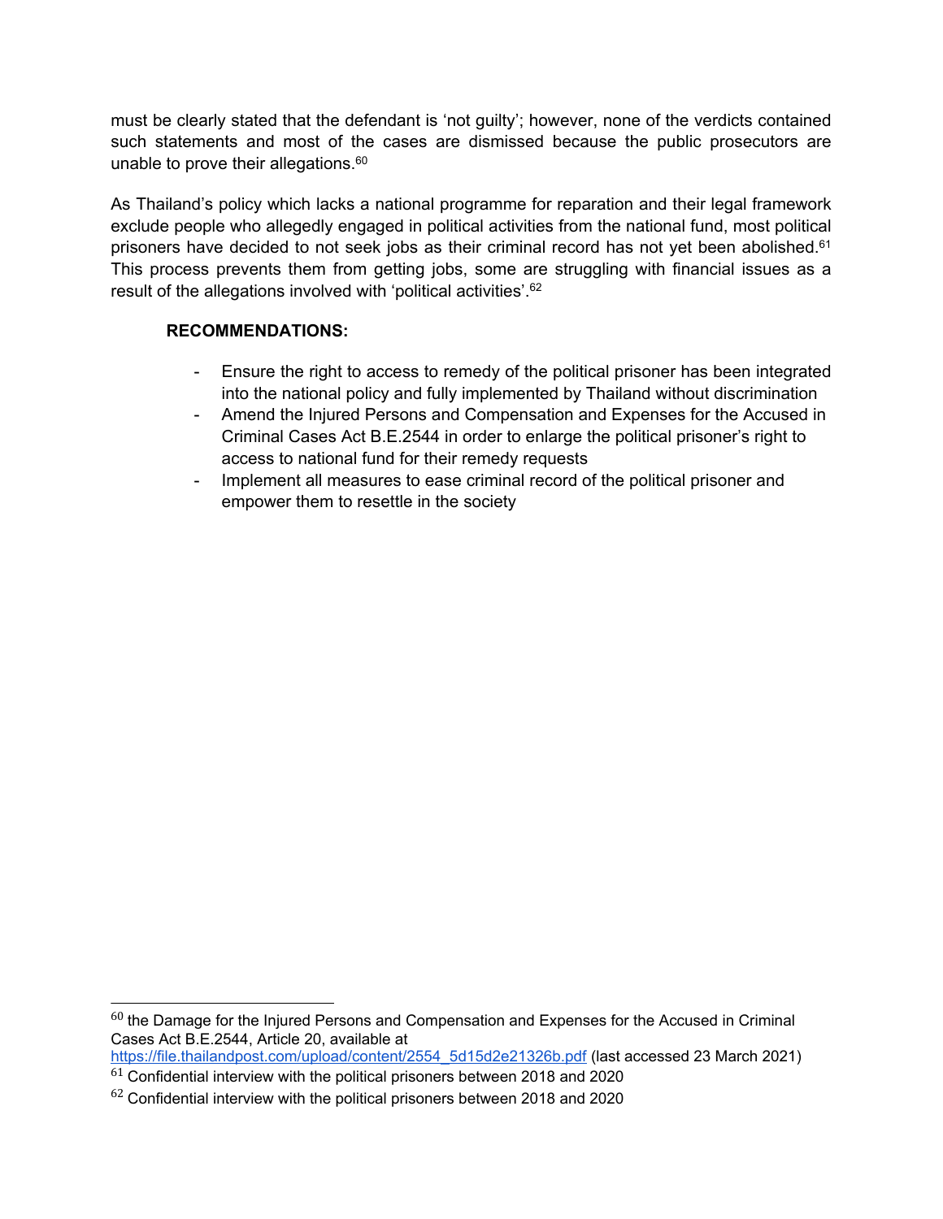must be clearly stated that the defendant is 'not guilty'; however, none of the verdicts contained such statements and most of the cases are dismissed because the public prosecutors are unable to prove their allegations.[60]

As Thailand's policy which lacks a national programme for reparation and their legal framework exclude people who allegedly engaged in political activities from the national fund, most political prisoners have decided to not seek jobs as their criminal record has not yet been abolished.[61] This process prevents them from getting jobs, some are struggling with financial issues as a result of the allegations involved with 'political activities'.[62]

**RECOMMENDATIONS:**

- Ensure the right to access to remedy of the political prisoner has been integrated into the national policy and fully implemented by Thailand without discrimination
- Amend the Injured Persons and Compensation and Expenses for the Accused in Criminal Cases Act B.E.2544 in order to enlarge the political prisoner's right to access to national fund for their remedy requests
- Implement all measures to ease criminal record of the political prisoner and empower them to resettle in the society

---

[60] the Damage for the Injured Persons and Compensation and Expenses for the Accused in Criminal Cases Act B.E.2544, Article 20, available at https://file.thailandpost.com/upload/content/2554_5d15d2e21326b.pdf (last accessed 23 March 2021)

[61] Confidential interview with the political prisoners between 2018 and 2020

[62] Confidential interview with the political prisoners between 2018 and 2020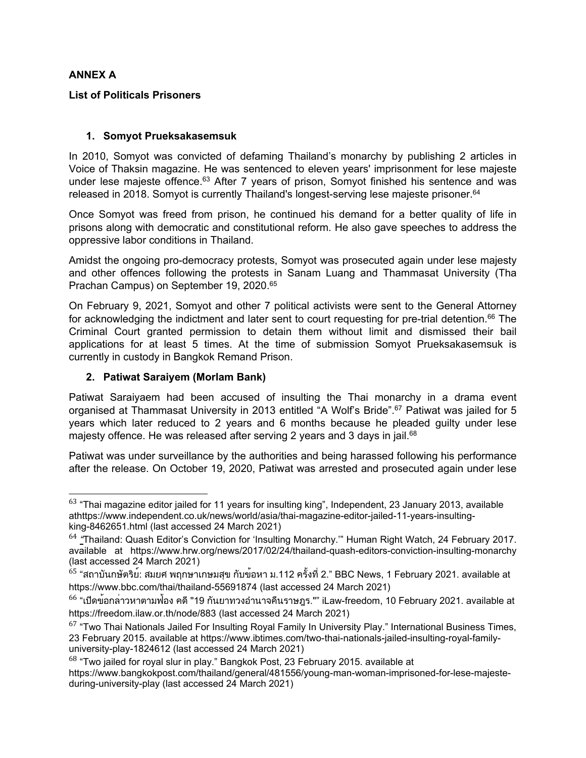**ANNEX A**

**List of Politicals Prisoners**

1. **Somyot Prueksakasemsuk**

In 2010, Somyot was convicted of defaming Thailand's monarchy by publishing 2 articles in Voice of Thaksin magazine. He was sentenced to eleven years' imprisonment for lese majeste under lese majeste offence.[63] After 7 years of prison, Somyot finished his sentence and was released in 2018. Somyot is currently Thailand's longest-serving lese majeste prisoner.[64]

Once Somyot was freed from prison, he continued his demand for a better quality of life in prisons along with democratic and constitutional reform. He also gave speeches to address the oppressive labor conditions in Thailand.

Amidst the ongoing pro-democracy protests, Somyot was prosecuted again under lese majesty and other offences following the protests in Sanam Luang and Thammasat University (Tha Prachan Campus) on September 19, 2020.[65]

On February 9, 2021, Somyot and other 7 political activists were sent to the General Attorney for acknowledging the indictment and later sent to court requesting for pre-trial detention.[66] The Criminal Court granted permission to detain them without limit and dismissed their bail applications for at least 5 times. At the time of submission Somyot Prueksakasemsuk is currently in custody in Bangkok Remand Prison.

2. **Patiwat Saraiyem (Morlam Bank)**

Patiwat Saraiyaem had been accused of insulting the Thai monarchy in a drama event organised at Thammasat University in 2013 entitled "A Wolf's Bride".[67] Patiwat was jailed for 5 years which later reduced to 2 years and 6 months because he pleaded guilty under lese majesty offence. He was released after serving 2 years and 3 days in jail.[68]

Patiwat was under surveillance by the authorities and being harassed following his performance after the release. On October 19, 2020, Patiwat was arrested and prosecuted again under lese

---

[63] "Thai magazine editor jailed for 11 years for insulting king", Independent, 23 January 2013, available athttps://www.independent.co.uk/news/world/asia/thai-magazine-editor-jailed-11-years-insulting-king-8462651.html (last accessed 24 March 2021)

[64] "Thailand: Quash Editor's Conviction for 'Insulting Monarchy.'" Human Right Watch, 24 February 2017. available at https://www.hrw.org/news/2017/02/24/thailand-quash-editors-conviction-insulting-monarchy (last accessed 24 March 2021)

[65] "สถาบันกษัตริย์: สมยศ พฤกษาเกษมสุข กับข้อหา ม.112 ครั้งที่ 2." BBC News, 1 February 2021. available at https://www.bbc.com/thai/thailand-55691874 (last accessed 24 March 2021)

[66] "เปิดข้อกล่าวหาตามฟ้อง คดี "19 กันยาทวงอำนาจคืนราษฎร."" iLaw-freedom, 10 February 2021. available at https://freedom.ilaw.or.th/node/883 (last accessed 24 March 2021)

[67] "Two Thai Nationals Jailed For Insulting Royal Family In University Play." International Business Times, 23 February 2015. available at https://www.ibtimes.com/two-thai-nationals-jailed-insulting-royal-family-university-play-1824612 (last accessed 24 March 2021)

[68] "Two jailed for royal slur in play." Bangkok Post, 23 February 2015. available at https://www.bangkokpost.com/thailand/general/481556/young-man-woman-imprisoned-for-lese-majeste-during-university-play (last accessed 24 March 2021)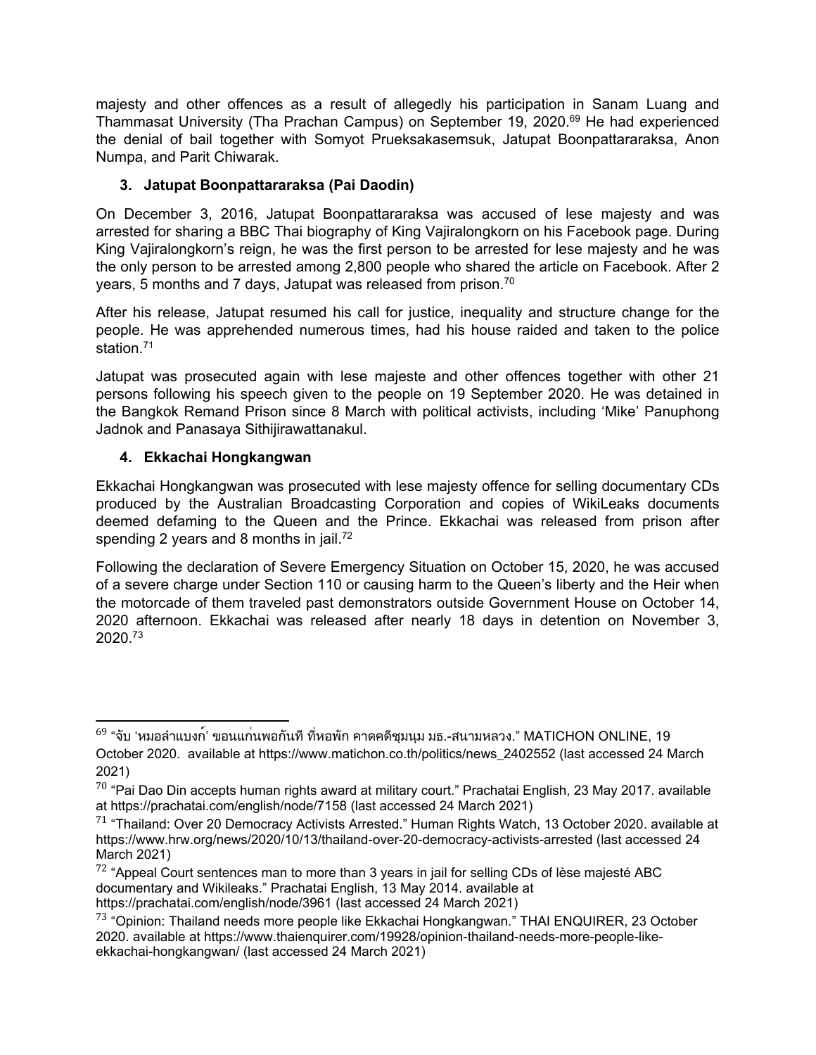majesty and other offences as a result of allegedly his participation in Sanam Luang and Thammasat University (Tha Prachan Campus) on September 19, 2020.[69] He had experienced the denial of bail together with Somyot Prueksakasemsuk, Jatupat Boonpattararaksa, Anon Numpa, and Parit Chiwarak.

### 3. Jatupat Boonpattararaksa (Pai Daodin)

On December 3, 2016, Jatupat Boonpattararaksa was accused of lese majesty and was arrested for sharing a BBC Thai biography of King Vajiralongkorn on his Facebook page. During King Vajiralongkorn's reign, he was the first person to be arrested for lese majesty and he was the only person to be arrested among 2,800 people who shared the article on Facebook. After 2 years, 5 months and 7 days, Jatupat was released from prison.[70]

After his release, Jatupat resumed his call for justice, inequality and structure change for the people. He was apprehended numerous times, had his house raided and taken to the police station.[71]

Jatupat was prosecuted again with lese majeste and other offences together with other 21 persons following his speech given to the people on 19 September 2020. He was detained in the Bangkok Remand Prison since 8 March with political activists, including 'Mike' Panuphong Jadnok and Panasaya Sithijirawattanakul.

### 4. Ekkachai Hongkangwan

Ekkachai Hongkangwan was prosecuted with lese majesty offence for selling documentary CDs produced by the Australian Broadcasting Corporation and copies of WikiLeaks documents deemed defaming to the Queen and the Prince. Ekkachai was released from prison after spending 2 years and 8 months in jail.[72]

Following the declaration of Severe Emergency Situation on October 15, 2020, he was accused of a severe charge under Section 110 or causing harm to the Queen's liberty and the Heir when the motorcade of them traveled past demonstrators outside Government House on October 14, 2020 afternoon. Ekkachai was released after nearly 18 days in detention on November 3, 2020.[73]

---

[69] "จับ 'หมอลำแบงก์' ขอนแก่นพอกันที ที่หอพัก คาดคดีชุมนุม มธ.-สนามหลวง." MATICHON ONLINE, 19 October 2020. available at https://www.matichon.co.th/politics/news_2402552 (last accessed 24 March 2021)

[70] "Pai Dao Din accepts human rights award at military court." Prachatai English, 23 May 2017. available at https://prachatai.com/english/node/7158 (last accessed 24 March 2021)

[71] "Thailand: Over 20 Democracy Activists Arrested." Human Rights Watch, 13 October 2020. available at https://www.hrw.org/news/2020/10/13/thailand-over-20-democracy-activists-arrested (last accessed 24 March 2021)

[72] "Appeal Court sentences man to more than 3 years in jail for selling CDs of lèse majesté ABC documentary and Wikileaks." Prachatai English, 13 May 2014. available at https://prachatai.com/english/node/3961 (last accessed 24 March 2021)

[73] "Opinion: Thailand needs more people like Ekkachai Hongkangwan." THAI ENQUIRER, 23 October 2020. available at https://www.thaienquirer.com/19928/opinion-thailand-needs-more-people-like-ekkachai-hongkangwan/ (last accessed 24 March 2021)